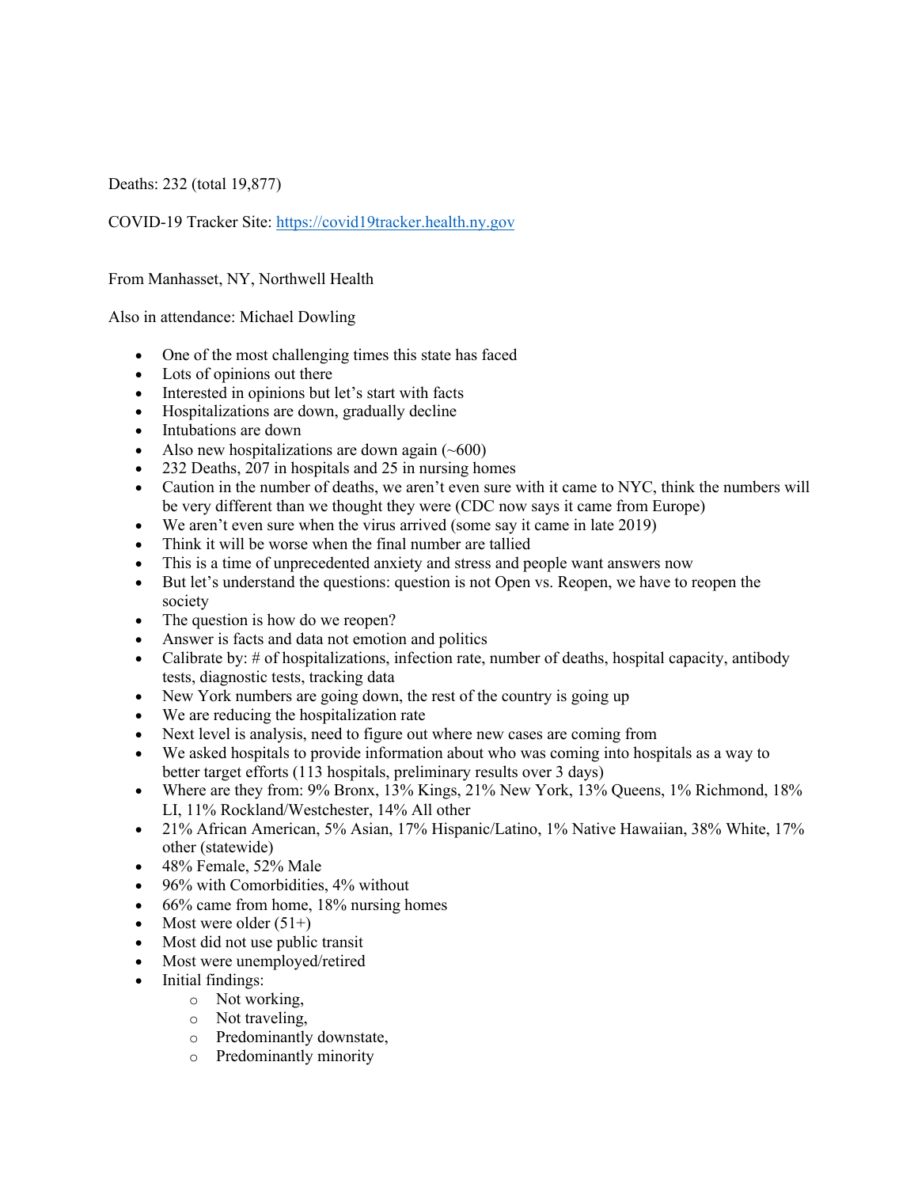Deaths: 232 (total 19,877)

COVID-19 Tracker Site: https://covid19tracker.health.ny.gov

From Manhasset, NY, Northwell Health

Also in attendance: Michael Dowling

- One of the most challenging times this state has faced
- Lots of opinions out there
- Interested in opinions but let's start with facts
- Hospitalizations are down, gradually decline
- Intubations are down
- Also new hospitalizations are down again (~600)
- 232 Deaths, 207 in hospitals and 25 in nursing homes
- Caution in the number of deaths, we aren't even sure with it came to NYC, think the numbers will be very different than we thought they were (CDC now says it came from Europe)
- We aren't even sure when the virus arrived (some say it came in late 2019)
- Think it will be worse when the final number are tallied
- This is a time of unprecedented anxiety and stress and people want answers now
- But let's understand the questions: question is not Open vs. Reopen, we have to reopen the society
- The question is how do we reopen?
- Answer is facts and data not emotion and politics
- Calibrate by: # of hospitalizations, infection rate, number of deaths, hospital capacity, antibody tests, diagnostic tests, tracking data
- New York numbers are going down, the rest of the country is going up
- We are reducing the hospitalization rate
- Next level is analysis, need to figure out where new cases are coming from
- We asked hospitals to provide information about who was coming into hospitals as a way to better target efforts (113 hospitals, preliminary results over 3 days)
- Where are they from: 9% Bronx, 13% Kings, 21% New York, 13% Queens, 1% Richmond, 18% LI, 11% Rockland/Westchester, 14% All other
- 21% African American, 5% Asian, 17% Hispanic/Latino, 1% Native Hawaiian, 38% White, 17% other (statewide)
- 48% Female, 52% Male
- 96% with Comorbidities, 4% without
- 66% came from home, 18% nursing homes
- Most were older (51+)
- Most did not use public transit
- Most were unemployed/retired
- Initial findings:
  - Not working,
  - Not traveling,
  - Predominantly downstate,
  - Predominantly minority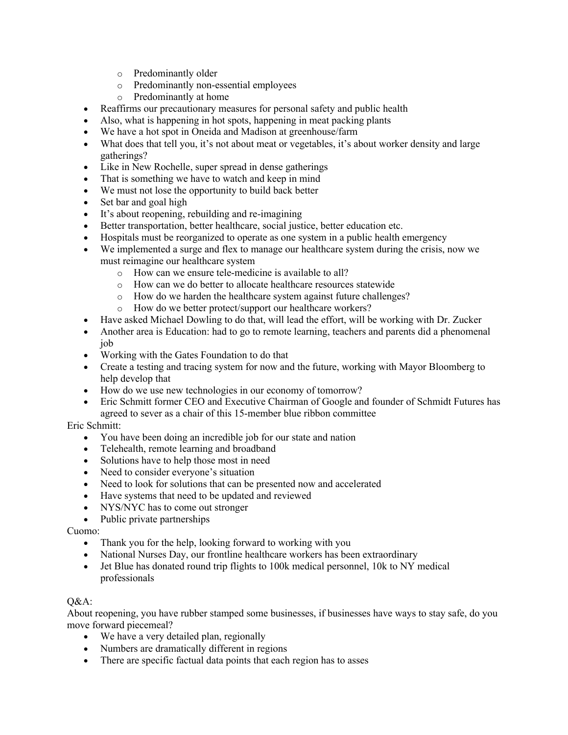- Predominantly older
  - Predominantly non-essential employees
  - Predominantly at home
- Reaffirms our precautionary measures for personal safety and public health
- Also, what is happening in hot spots, happening in meat packing plants
- We have a hot spot in Oneida and Madison at greenhouse/farm
- What does that tell you, it's not about meat or vegetables, it's about worker density and large gatherings?
- Like in New Rochelle, super spread in dense gatherings
- That is something we have to watch and keep in mind
- We must not lose the opportunity to build back better
- Set bar and goal high
- It's about reopening, rebuilding and re-imagining
- Better transportation, better healthcare, social justice, better education etc.
- Hospitals must be reorganized to operate as one system in a public health emergency
- We implemented a surge and flex to manage our healthcare system during the crisis, now we must reimagine our healthcare system
  - How can we ensure tele-medicine is available to all?
  - How can we do better to allocate healthcare resources statewide
  - How do we harden the healthcare system against future challenges?
  - How do we better protect/support our healthcare workers?
- Have asked Michael Dowling to do that, will lead the effort, will be working with Dr. Zucker
- Another area is Education: had to go to remote learning, teachers and parents did a phenomenal job
- Working with the Gates Foundation to do that
- Create a testing and tracing system for now and the future, working with Mayor Bloomberg to help develop that
- How do we use new technologies in our economy of tomorrow?
- Eric Schmitt former CEO and Executive Chairman of Google and founder of Schmidt Futures has agreed to sever as a chair of this 15-member blue ribbon committee

Eric Schmitt:

- You have been doing an incredible job for our state and nation
- Telehealth, remote learning and broadband
- Solutions have to help those most in need
- Need to consider everyone's situation
- Need to look for solutions that can be presented now and accelerated
- Have systems that need to be updated and reviewed
- NYS/NYC has to come out stronger
- Public private partnerships

Cuomo:

- Thank you for the help, looking forward to working with you
- National Nurses Day, our frontline healthcare workers has been extraordinary
- Jet Blue has donated round trip flights to 100k medical personnel, 10k to NY medical professionals

Q&A:

About reopening, you have rubber stamped some businesses, if businesses have ways to stay safe, do you move forward piecemeal?

- We have a very detailed plan, regionally
- Numbers are dramatically different in regions
- There are specific factual data points that each region has to asses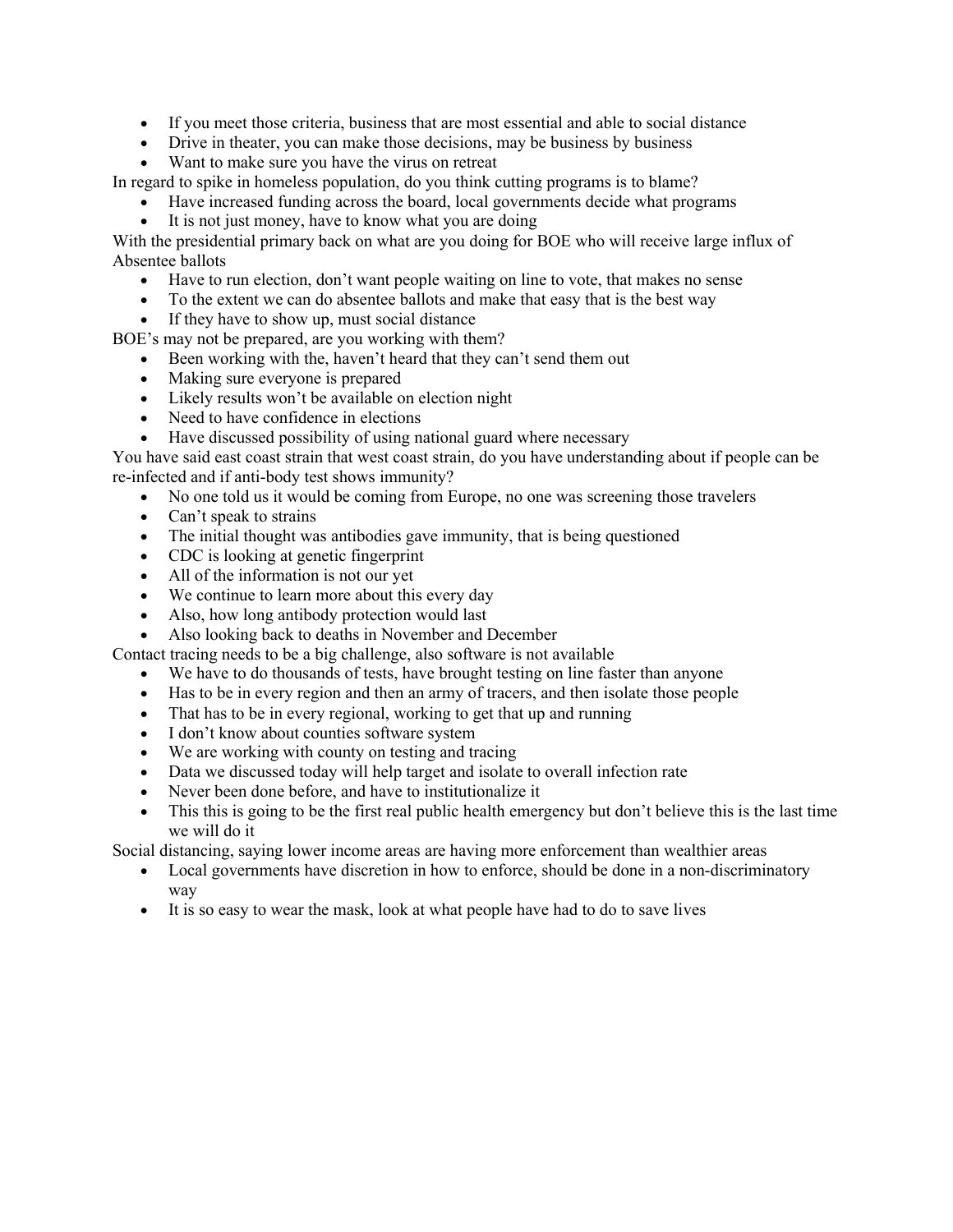- If you meet those criteria, business that are most essential and able to social distance
- Drive in theater, you can make those decisions, may be business by business
- Want to make sure you have the virus on retreat

In regard to spike in homeless population, do you think cutting programs is to blame?

- Have increased funding across the board, local governments decide what programs
- It is not just money, have to know what you are doing

With the presidential primary back on what are you doing for BOE who will receive large influx of Absentee ballots

- Have to run election, don't want people waiting on line to vote, that makes no sense
- To the extent we can do absentee ballots and make that easy that is the best way
- If they have to show up, must social distance

BOE's may not be prepared, are you working with them?

- Been working with the, haven't heard that they can't send them out
- Making sure everyone is prepared
- Likely results won't be available on election night
- Need to have confidence in elections
- Have discussed possibility of using national guard where necessary

You have said east coast strain that west coast strain, do you have understanding about if people can be re-infected and if anti-body test shows immunity?

- No one told us it would be coming from Europe, no one was screening those travelers
- Can't speak to strains
- The initial thought was antibodies gave immunity, that is being questioned
- CDC is looking at genetic fingerprint
- All of the information is not our yet
- We continue to learn more about this every day
- Also, how long antibody protection would last
- Also looking back to deaths in November and December

Contact tracing needs to be a big challenge, also software is not available

- We have to do thousands of tests, have brought testing on line faster than anyone
- Has to be in every region and then an army of tracers, and then isolate those people
- That has to be in every regional, working to get that up and running
- I don't know about counties software system
- We are working with county on testing and tracing
- Data we discussed today will help target and isolate to overall infection rate
- Never been done before, and have to institutionalize it
- This this is going to be the first real public health emergency but don't believe this is the last time we will do it

Social distancing, saying lower income areas are having more enforcement than wealthier areas

- Local governments have discretion in how to enforce, should be done in a non-discriminatory way
- It is so easy to wear the mask, look at what people have had to do to save lives